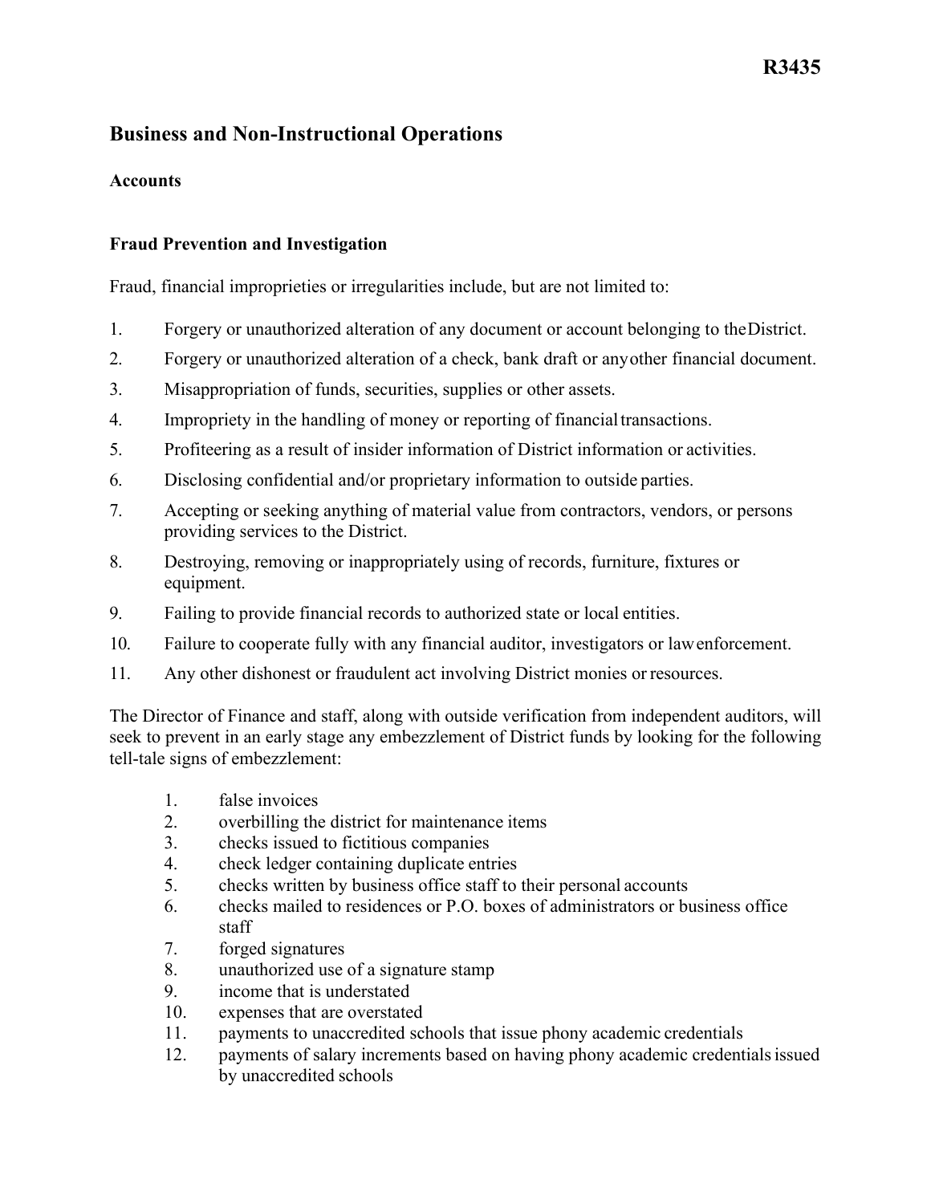R3435

# Business and Non-Instructional Operations

## Accounts

### Fraud Prevention and Investigation

Fraud, financial improprieties or irregularities include, but are not limited to:

1. Forgery or unauthorized alteration of any document or account belonging to the District.
2. Forgery or unauthorized alteration of a check, bank draft or any other financial document.
3. Misappropriation of funds, securities, supplies or other assets.
4. Impropriety in the handling of money or reporting of financial transactions.
5. Profiteering as a result of insider information of District information or activities.
6. Disclosing confidential and/or proprietary information to outside parties.
7. Accepting or seeking anything of material value from contractors, vendors, or persons providing services to the District.
8. Destroying, removing or inappropriately using of records, furniture, fixtures or equipment.
9. Failing to provide financial records to authorized state or local entities.
10. Failure to cooperate fully with any financial auditor, investigators or law enforcement.
11. Any other dishonest or fraudulent act involving District monies or resources.

The Director of Finance and staff, along with outside verification from independent auditors, will seek to prevent in an early stage any embezzlement of District funds by looking for the following tell-tale signs of embezzlement:

1. false invoices
2. overbilling the district for maintenance items
3. checks issued to fictitious companies
4. check ledger containing duplicate entries
5. checks written by business office staff to their personal accounts
6. checks mailed to residences or P.O. boxes of administrators or business office staff
7. forged signatures
8. unauthorized use of a signature stamp
9. income that is understated
10. expenses that are overstated
11. payments to unaccredited schools that issue phony academic credentials
12. payments of salary increments based on having phony academic credentials issued by unaccredited schools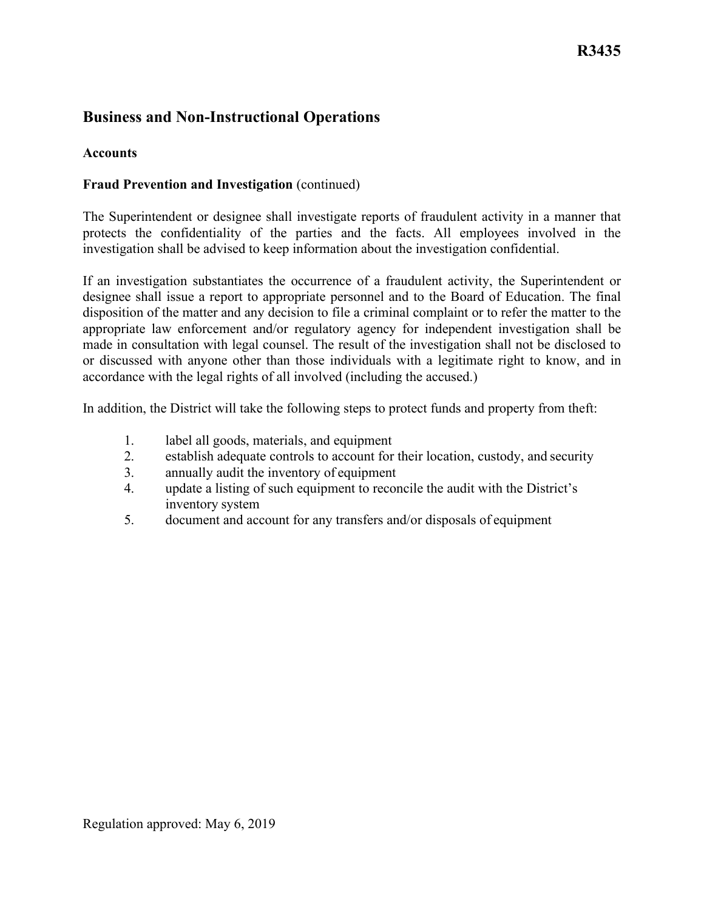# Business and Non-Instructional Operations

## Accounts

### Fraud Prevention and Investigation (continued)

The Superintendent or designee shall investigate reports of fraudulent activity in a manner that protects the confidentiality of the parties and the facts. All employees involved in the investigation shall be advised to keep information about the investigation confidential.

If an investigation substantiates the occurrence of a fraudulent activity, the Superintendent or designee shall issue a report to appropriate personnel and to the Board of Education. The final disposition of the matter and any decision to file a criminal complaint or to refer the matter to the appropriate law enforcement and/or regulatory agency for independent investigation shall be made in consultation with legal counsel. The result of the investigation shall not be disclosed to or discussed with anyone other than those individuals with a legitimate right to know, and in accordance with the legal rights of all involved (including the accused.)

In addition, the District will take the following steps to protect funds and property from theft:

1. label all goods, materials, and equipment
2. establish adequate controls to account for their location, custody, and security
3. annually audit the inventory of equipment
4. update a listing of such equipment to reconcile the audit with the District's inventory system
5. document and account for any transfers and/or disposals of equipment

Regulation approved: May 6, 2019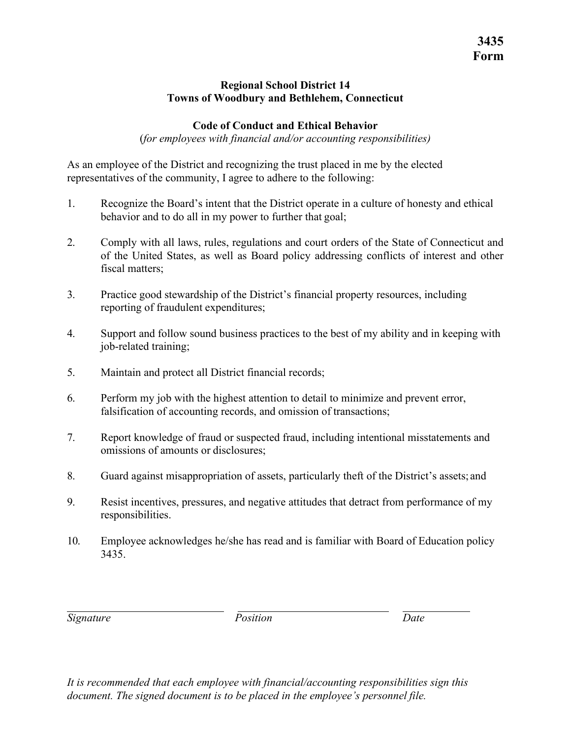**3435**
**Form**

**Regional School District 14**
**Towns of Woodbury and Bethlehem, Connecticut**

**Code of Conduct and Ethical Behavior**
(*for employees with financial and/or accounting responsibilities)*

As an employee of the District and recognizing the trust placed in me by the elected representatives of the community, I agree to adhere to the following:

1. Recognize the Board's intent that the District operate in a culture of honesty and ethical behavior and to do all in my power to further that goal;

2. Comply with all laws, rules, regulations and court orders of the State of Connecticut and of the United States, as well as Board policy addressing conflicts of interest and other fiscal matters;

3. Practice good stewardship of the District's financial property resources, including reporting of fraudulent expenditures;

4. Support and follow sound business practices to the best of my ability and in keeping with job-related training;

5. Maintain and protect all District financial records;

6. Perform my job with the highest attention to detail to minimize and prevent error, falsification of accounting records, and omission of transactions;

7. Report knowledge of fraud or suspected fraud, including intentional misstatements and omissions of amounts or disclosures;

8. Guard against misappropriation of assets, particularly theft of the District's assets; and

9. Resist incentives, pressures, and negative attitudes that detract from performance of my responsibilities.

10. Employee acknowledges he/she has read and is familiar with Board of Education policy 3435.

_____________________________ _____________________________ ____________
*Signature* *Position* *Date*

*It is recommended that each employee with financial/accounting responsibilities sign this document. The signed document is to be placed in the employee's personnel file.*